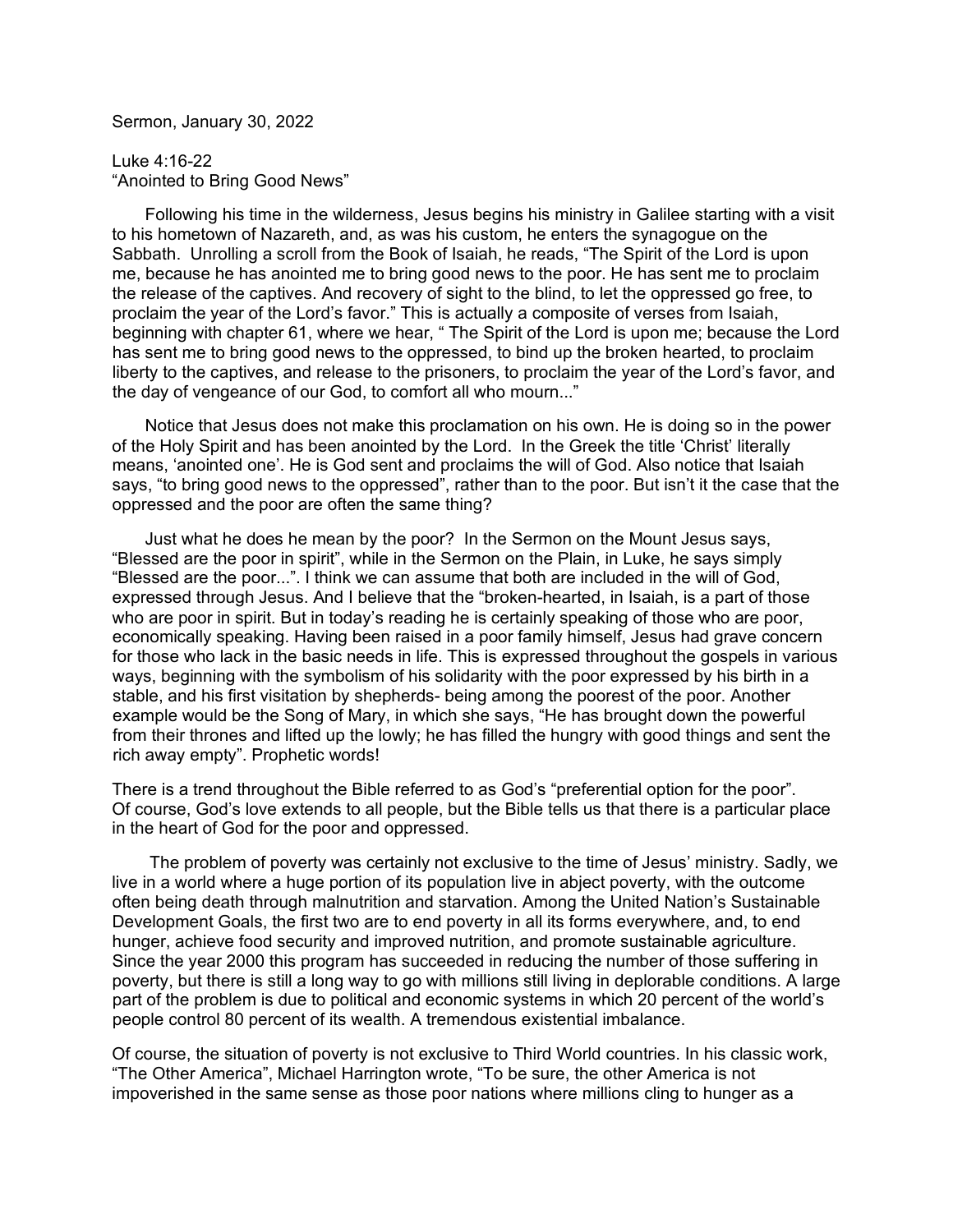Sermon, January 30, 2022

Luke 4:16-22
"Anointed to Bring Good News"

Following his time in the wilderness, Jesus begins his ministry in Galilee starting with a visit to his hometown of Nazareth, and, as was his custom, he enters the synagogue on the Sabbath. Unrolling a scroll from the Book of Isaiah, he reads, "The Spirit of the Lord is upon me, because he has anointed me to bring good news to the poor. He has sent me to proclaim the release of the captives. And recovery of sight to the blind, to let the oppressed go free, to proclaim the year of the Lord's favor." This is actually a composite of verses from Isaiah, beginning with chapter 61, where we hear, " The Spirit of the Lord is upon me; because the Lord has sent me to bring good news to the oppressed, to bind up the broken hearted, to proclaim liberty to the captives, and release to the prisoners, to proclaim the year of the Lord's favor, and the day of vengeance of our God, to comfort all who mourn..."

Notice that Jesus does not make this proclamation on his own. He is doing so in the power of the Holy Spirit and has been anointed by the Lord. In the Greek the title 'Christ' literally means, 'anointed one'. He is God sent and proclaims the will of God. Also notice that Isaiah says, "to bring good news to the oppressed", rather than to the poor. But isn't it the case that the oppressed and the poor are often the same thing?

Just what he does he mean by the poor? In the Sermon on the Mount Jesus says, "Blessed are the poor in spirit", while in the Sermon on the Plain, in Luke, he says simply "Blessed are the poor...". I think we can assume that both are included in the will of God, expressed through Jesus. And I believe that the "broken-hearted, in Isaiah, is a part of those who are poor in spirit. But in today's reading he is certainly speaking of those who are poor, economically speaking. Having been raised in a poor family himself, Jesus had grave concern for those who lack in the basic needs in life. This is expressed throughout the gospels in various ways, beginning with the symbolism of his solidarity with the poor expressed by his birth in a stable, and his first visitation by shepherds- being among the poorest of the poor. Another example would be the Song of Mary, in which she says, "He has brought down the powerful from their thrones and lifted up the lowly; he has filled the hungry with good things and sent the rich away empty". Prophetic words!

There is a trend throughout the Bible referred to as God's "preferential option for the poor". Of course, God's love extends to all people, but the Bible tells us that there is a particular place in the heart of God for the poor and oppressed.

The problem of poverty was certainly not exclusive to the time of Jesus' ministry. Sadly, we live in a world where a huge portion of its population live in abject poverty, with the outcome often being death through malnutrition and starvation. Among the United Nation's Sustainable Development Goals, the first two are to end poverty in all its forms everywhere, and, to end hunger, achieve food security and improved nutrition, and promote sustainable agriculture. Since the year 2000 this program has succeeded in reducing the number of those suffering in poverty, but there is still a long way to go with millions still living in deplorable conditions. A large part of the problem is due to political and economic systems in which 20 percent of the world's people control 80 percent of its wealth. A tremendous existential imbalance.

Of course, the situation of poverty is not exclusive to Third World countries. In his classic work, "The Other America", Michael Harrington wrote, "To be sure, the other America is not impoverished in the same sense as those poor nations where millions cling to hunger as a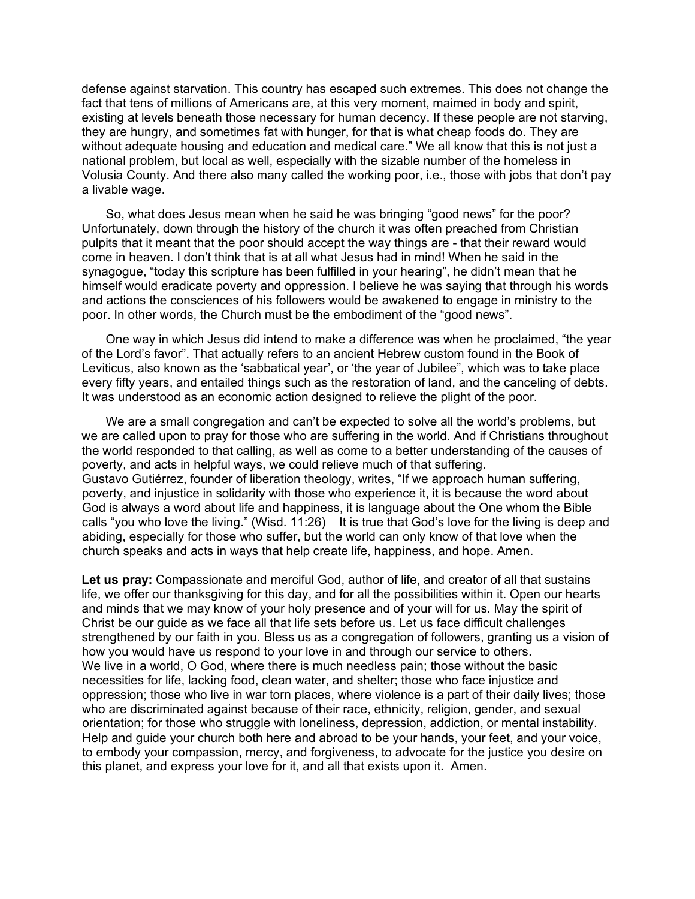defense against starvation. This country has escaped such extremes. This does not change the fact that tens of millions of Americans are, at this very moment, maimed in body and spirit, existing at levels beneath those necessary for human decency. If these people are not starving, they are hungry, and sometimes fat with hunger, for that is what cheap foods do. They are without adequate housing and education and medical care." We all know that this is not just a national problem, but local as well, especially with the sizable number of the homeless in Volusia County. And there also many called the working poor, i.e., those with jobs that don't pay a livable wage.

So, what does Jesus mean when he said he was bringing "good news" for the poor? Unfortunately, down through the history of the church it was often preached from Christian pulpits that it meant that the poor should accept the way things are - that their reward would come in heaven. I don't think that is at all what Jesus had in mind! When he said in the synagogue, "today this scripture has been fulfilled in your hearing", he didn't mean that he himself would eradicate poverty and oppression. I believe he was saying that through his words and actions the consciences of his followers would be awakened to engage in ministry to the poor. In other words, the Church must be the embodiment of the "good news".

One way in which Jesus did intend to make a difference was when he proclaimed, "the year of the Lord's favor". That actually refers to an ancient Hebrew custom found in the Book of Leviticus, also known as the 'sabbatical year', or 'the year of Jubilee", which was to take place every fifty years, and entailed things such as the restoration of land, and the canceling of debts. It was understood as an economic action designed to relieve the plight of the poor.

We are a small congregation and can't be expected to solve all the world's problems, but we are called upon to pray for those who are suffering in the world. And if Christians throughout the world responded to that calling, as well as come to a better understanding of the causes of poverty, and acts in helpful ways, we could relieve much of that suffering.
Gustavo Gutiérrez, founder of liberation theology, writes, "If we approach human suffering, poverty, and injustice in solidarity with those who experience it, it is because the word about God is always a word about life and happiness, it is language about the One whom the Bible calls "you who love the living." (Wisd. 11:26) It is true that God's love for the living is deep and abiding, especially for those who suffer, but the world can only know of that love when the church speaks and acts in ways that help create life, happiness, and hope. Amen.

**Let us pray:** Compassionate and merciful God, author of life, and creator of all that sustains life, we offer our thanksgiving for this day, and for all the possibilities within it. Open our hearts and minds that we may know of your holy presence and of your will for us. May the spirit of Christ be our guide as we face all that life sets before us. Let us face difficult challenges strengthened by our faith in you. Bless us as a congregation of followers, granting us a vision of how you would have us respond to your love in and through our service to others.
We live in a world, O God, where there is much needless pain; those without the basic necessities for life, lacking food, clean water, and shelter; those who face injustice and oppression; those who live in war torn places, where violence is a part of their daily lives; those who are discriminated against because of their race, ethnicity, religion, gender, and sexual orientation; for those who struggle with loneliness, depression, addiction, or mental instability. Help and guide your church both here and abroad to be your hands, your feet, and your voice, to embody your compassion, mercy, and forgiveness, to advocate for the justice you desire on this planet, and express your love for it, and all that exists upon it. Amen.